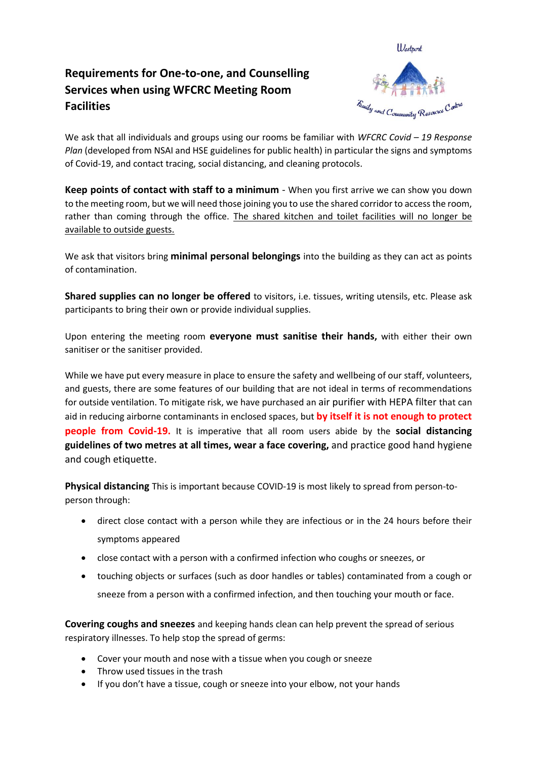# Requirements for One-to-one, and Counselling Services when using WFCRC Meeting Room Facilities

We ask that all individuals and groups using our rooms be familiar with *WFCRC Covid – 19 Response Plan* (developed from NSAI and HSE guidelines for public health) in particular the signs and symptoms of Covid-19, and contact tracing, social distancing, and cleaning protocols.

**Keep points of contact with staff to a minimum** - When you first arrive we can show you down to the meeting room, but we will need those joining you to use the shared corridor to access the room, rather than coming through the office. The shared kitchen and toilet facilities will no longer be available to outside guests.

We ask that visitors bring **minimal personal belongings** into the building as they can act as points of contamination.

**Shared supplies can no longer be offered** to visitors, i.e. tissues, writing utensils, etc. Please ask participants to bring their own or provide individual supplies.

Upon entering the meeting room **everyone must sanitise their hands,** with either their own sanitiser or the sanitiser provided.

While we have put every measure in place to ensure the safety and wellbeing of our staff, volunteers, and guests, there are some features of our building that are not ideal in terms of recommendations for outside ventilation. To mitigate risk, we have purchased an air purifier with HEPA filter that can aid in reducing airborne contaminants in enclosed spaces, but **by itself it is not enough to protect people from Covid-19.** It is imperative that all room users abide by the **social distancing guidelines of two metres at all times, wear a face covering,** and practice good hand hygiene and cough etiquette.

**Physical distancing** This is important because COVID-19 is most likely to spread from person-to-person through:

- direct close contact with a person while they are infectious or in the 24 hours before their symptoms appeared
- close contact with a person with a confirmed infection who coughs or sneezes, or
- touching objects or surfaces (such as door handles or tables) contaminated from a cough or sneeze from a person with a confirmed infection, and then touching your mouth or face.

**Covering coughs and sneezes** and keeping hands clean can help prevent the spread of serious respiratory illnesses. To help stop the spread of germs:

- Cover your mouth and nose with a tissue when you cough or sneeze
- Throw used tissues in the trash
- If you don't have a tissue, cough or sneeze into your elbow, not your hands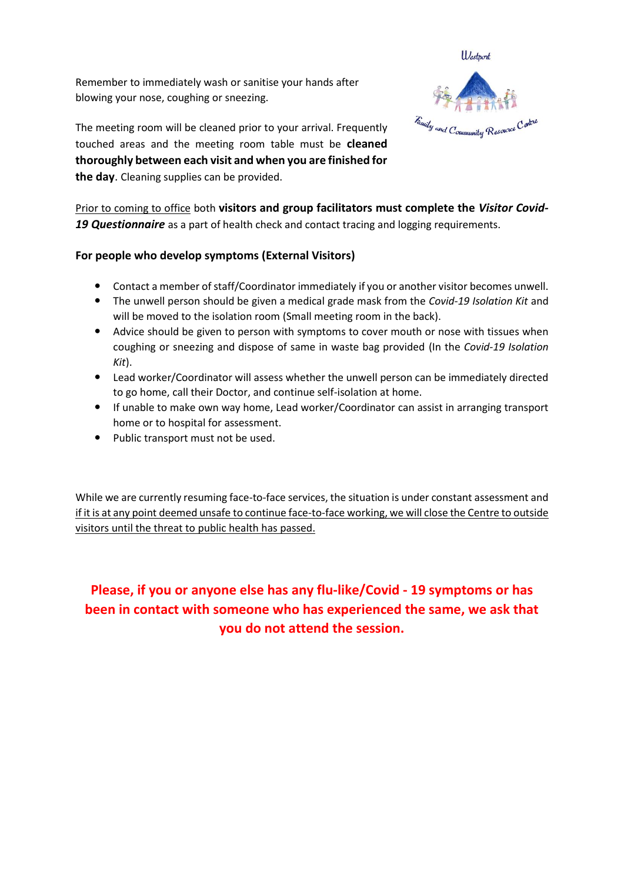Remember to immediately wash or sanitise your hands after blowing your nose, coughing or sneezing.

The meeting room will be cleaned prior to your arrival. Frequently touched areas and the meeting room table must be **cleaned thoroughly between each visit and when you are finished for the day**. Cleaning supplies can be provided.

Prior to coming to office both **visitors and group facilitators must complete the *Visitor Covid-19 Questionnaire*** as a part of health check and contact tracing and logging requirements.

**For people who develop symptoms (External Visitors)**

- Contact a member of staff/Coordinator immediately if you or another visitor becomes unwell.
- The unwell person should be given a medical grade mask from the *Covid-19 Isolation Kit* and will be moved to the isolation room (Small meeting room in the back).
- Advice should be given to person with symptoms to cover mouth or nose with tissues when coughing or sneezing and dispose of same in waste bag provided (In the *Covid-19 Isolation Kit*).
- Lead worker/Coordinator will assess whether the unwell person can be immediately directed to go home, call their Doctor, and continue self-isolation at home.
- If unable to make own way home, Lead worker/Coordinator can assist in arranging transport home or to hospital for assessment.
- Public transport must not be used.

While we are currently resuming face-to-face services, the situation is under constant assessment and if it is at any point deemed unsafe to continue face-to-face working, we will close the Centre to outside visitors until the threat to public health has passed.

**Please, if you or anyone else has any flu-like/Covid - 19 symptoms or has been in contact with someone who has experienced the same, we ask that you do not attend the session.**